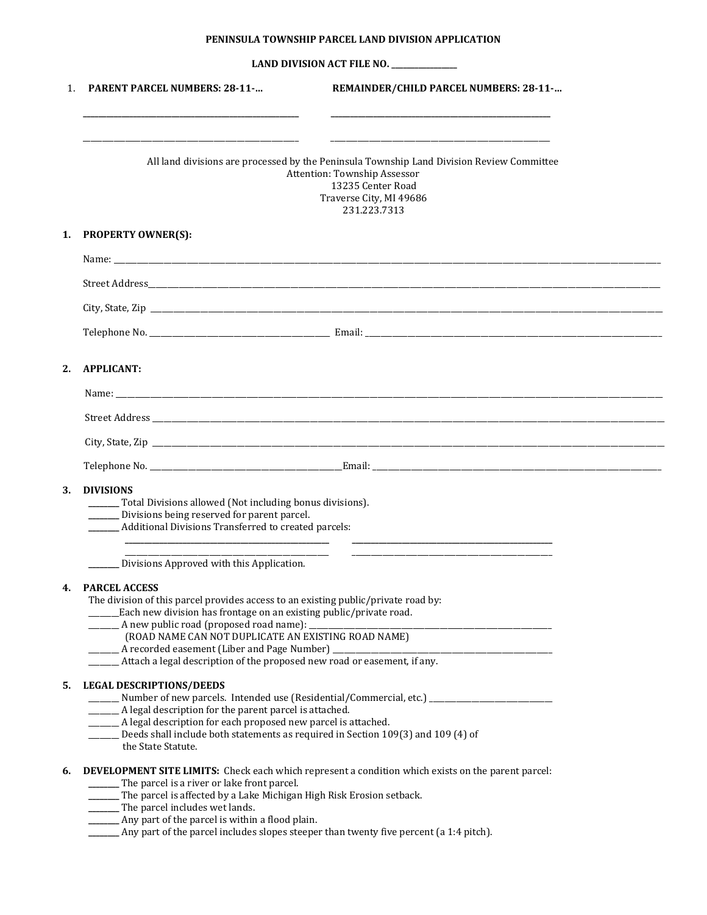**PENINSULA TOWNSHIP PARCEL LAND DIVISION APPLICATION**

**LAND DIVISION ACT FILE NO. _______________**

1. **PARENT PARCEL NUMBERS: 28-11-...** **REMAINDER/CHILD PARCEL NUMBERS: 28-11-...**

_______________________________________ _______________________________________

_______________________________________ _______________________________________

All land divisions are processed by the Peninsula Township Land Division Review Committee
Attention: Township Assessor
13235 Center Road
Traverse City, MI 49686
231.223.7313

**1. PROPERTY OWNER(S):**

Name: ___________________________________________________________________________

Street Address_____________________________________________________________________

City, State, Zip ____________________________________________________________________

Telephone No. ______________________________ Email: _________________________________

**2. APPLICANT:**

Name: ___________________________________________________________________________

Street Address _____________________________________________________________________

City, State, Zip ____________________________________________________________________

Telephone No. ______________________________Email: _________________________________

**3. DIVISIONS**

_______ Total Divisions allowed (Not including bonus divisions).
_______ Divisions being reserved for parent parcel.
_______ Additional Divisions Transferred to created parcels:
_______________________________ _______________________________
_______________________________ _______________________________
_______ Divisions Approved with this Application.

**4. PARCEL ACCESS**

The division of this parcel provides access to an existing public/private road by:
_______Each new division has frontage on an existing public/private road.
_______ A new public road (proposed road name): _______________________________
(ROAD NAME CAN NOT DUPLICATE AN EXISTING ROAD NAME)
_______ A recorded easement (Liber and Page Number) ___________________________
_______ Attach a legal description of the proposed new road or easement, if any.

**5. LEGAL DESCRIPTIONS/DEEDS**

_______ Number of new parcels. Intended use (Residential/Commercial, etc.) __________________
_______ A legal description for the parent parcel is attached.
_______ A legal description for each proposed new parcel is attached.
_______ Deeds shall include both statements as required in Section 109(3) and 109 (4) of the State Statute.

**6. DEVELOPMENT SITE LIMITS:** Check each which represent a condition which exists on the parent parcel:
_______ The parcel is a river or lake front parcel.
_______ The parcel is affected by a Lake Michigan High Risk Erosion setback.
_______ The parcel includes wet lands.
_______ Any part of the parcel is within a flood plain.
_______ Any part of the parcel includes slopes steeper than twenty five percent (a 1:4 pitch).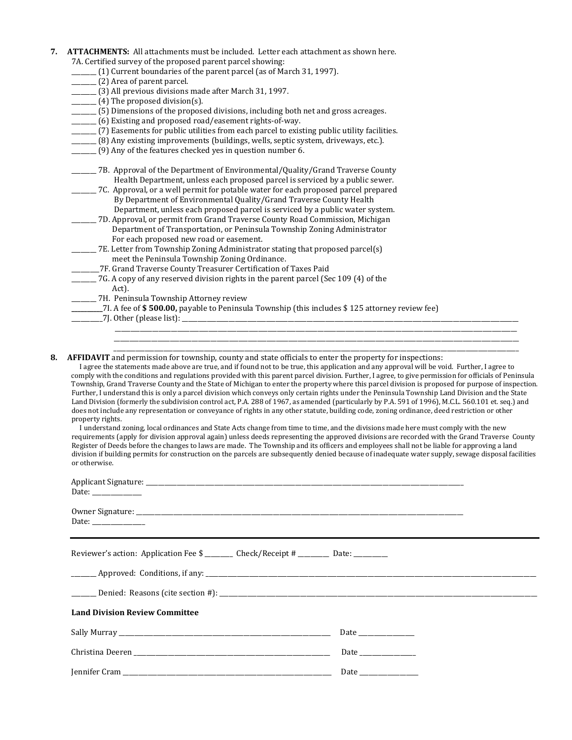**7. ATTACHMENTS:** All attachments must be included. Letter each attachment as shown here.

7A. Certified survey of the proposed parent parcel showing:

_______ (1) Current boundaries of the parent parcel (as of March 31, 1997).
_______ (2) Area of parent parcel.
_______ (3) All previous divisions made after March 31, 1997.
_______ (4) The proposed division(s).
_______ (5) Dimensions of the proposed divisions, including both net and gross acreages.
_______ (6) Existing and proposed road/easement rights-of-way.
_______ (7) Easements for public utilities from each parcel to existing public utility facilities.
_______ (8) Any existing improvements (buildings, wells, septic system, driveways, etc.).
_______ (9) Any of the features checked yes in question number 6.

_______ 7B. Approval of the Department of Environmental/Quality/Grand Traverse County Health Department, unless each proposed parcel is serviced by a public sewer.
_______ 7C. Approval, or a well permit for potable water for each proposed parcel prepared By Department of Environmental Quality/Grand Traverse County Health Department, unless each proposed parcel is serviced by a public water system.
_______ 7D. Approval, or permit from Grand Traverse County Road Commission, Michigan Department of Transportation, or Peninsula Township Zoning Administrator For each proposed new road or easement.
_______ 7E. Letter from Township Zoning Administrator stating that proposed parcel(s) meet the Peninsula Township Zoning Ordinance.
_______ 7F. Grand Traverse County Treasurer Certification of Taxes Paid
_______ 7G. A copy of any reserved division rights in the parent parcel (Sec 109 (4) of the Act).
_______ 7H. Peninsula Township Attorney review
_______ 7I. A fee of **$ 500.00,** payable to Peninsula Township (this includes $ 125 attorney review fee)
_______ 7J. Other (please list): ______________________________________________
______________________________________________
______________________________________________
______________________________________________

**8. AFFIDAVIT** and permission for township, county and state officials to enter the property for inspections:

I agree the statements made above are true, and if found not to be true, this application and any approval will be void. Further, I agree to comply with the conditions and regulations provided with this parent parcel division. Further, I agree, to give permission for officials of Peninsula Township, Grand Traverse County and the State of Michigan to enter the property where this parcel division is proposed for purpose of inspection. Further, I understand this is only a parcel division which conveys only certain rights under the Peninsula Township Land Division and the State Land Division (formerly the subdivision control act, P.A. 288 of 1967, as amended (particularly by P.A. 591 of 1996), M.C.L. 560.101 et. seq.) and does not include any representation or conveyance of rights in any other statute, building code, zoning ordinance, deed restriction or other property rights.

I understand zoning, local ordinances and State Acts change from time to time, and the divisions made here must comply with the new requirements (apply for division approval again) unless deeds representing the approved divisions are recorded with the Grand Traverse County Register of Deeds before the changes to laws are made. The Township and its officers and employees shall not be liable for approving a land division if building permits for construction on the parcels are subsequently denied because of inadequate water supply, sewage disposal facilities or otherwise.

Applicant Signature: ______________________________________________
Date: ____________

Owner Signature: ______________________________________________
Date: ____________

---

Reviewer's action: Application Fee $ ________ Check/Receipt # ________ Date: ________

_______ Approved: Conditions, if any: ______________________________________________

_______ Denied: Reasons (cite section #): ______________________________________________

**Land Division Review Committee**

Sally Murray ______________________________ Date ____________

Christina Deeren ______________________________ Date ____________

Jennifer Cram ______________________________ Date ____________